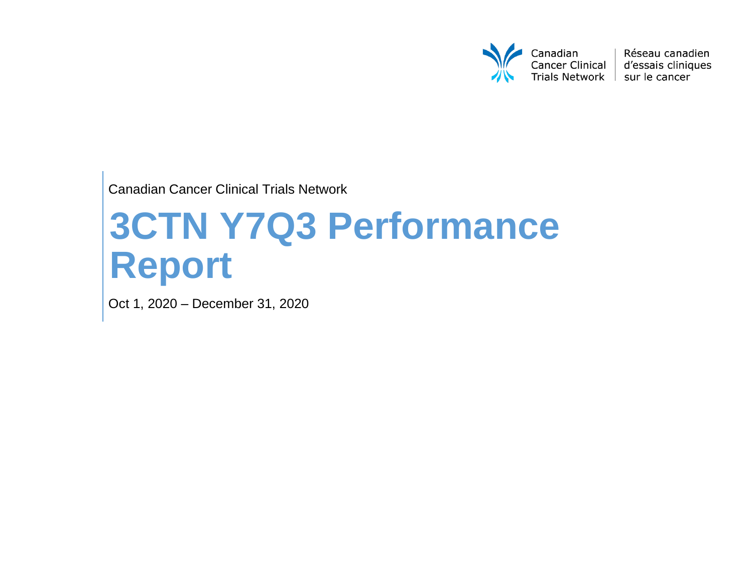Canadian Cancer Clinical Trials Network | Réseau canadien d'essais cliniques sur le cancer

Canadian Cancer Clinical Trials Network

# 3CTN Y7Q3 Performance Report

Oct 1, 2020 – December 31, 2020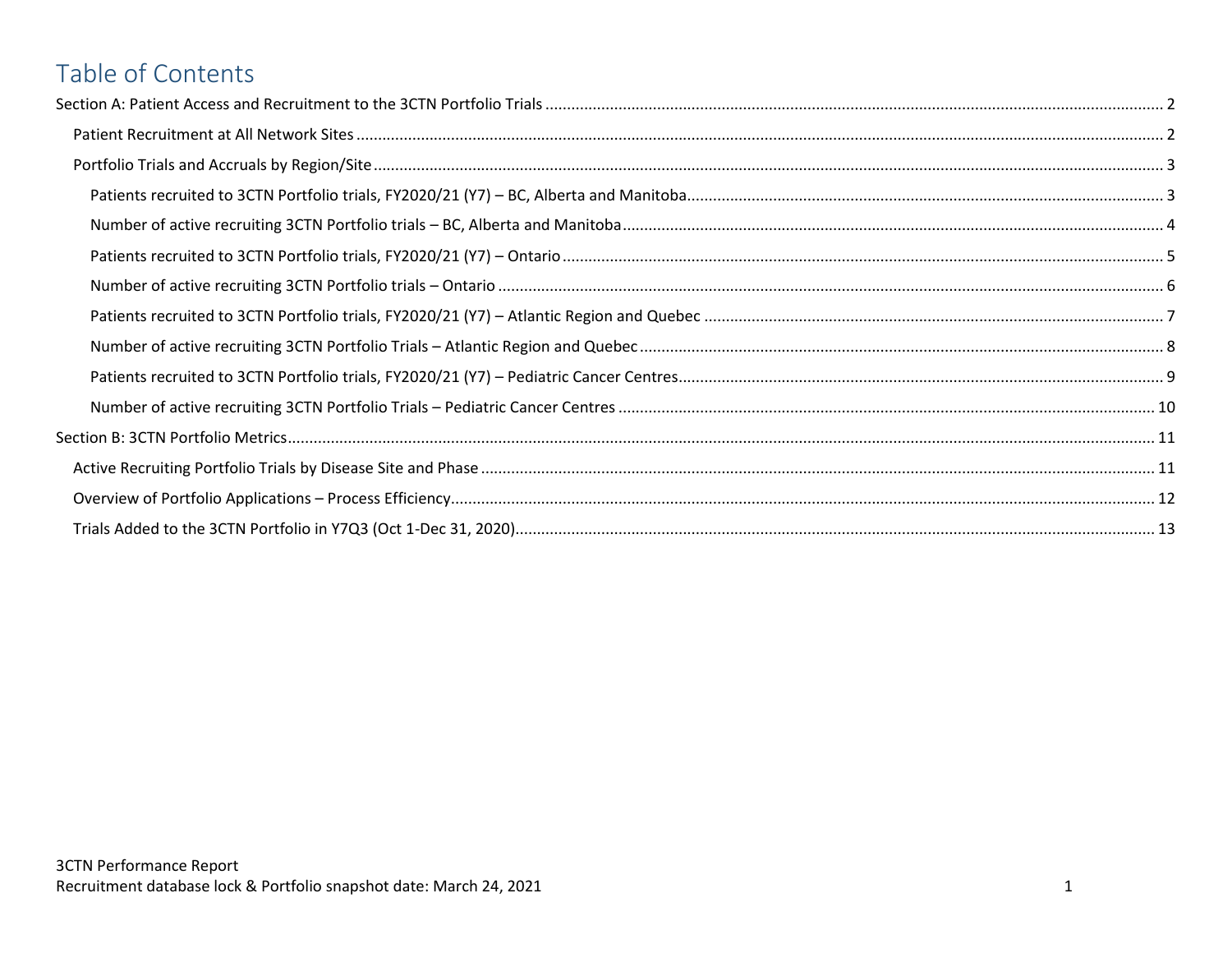# Table of Contents

Section A: Patient Access and Recruitment to the 3CTN Portfolio Trials ..... 2

- Patient Recruitment at All Network Sites ..... 2
- Portfolio Trials and Accruals by Region/Site ..... 3
  - Patients recruited to 3CTN Portfolio trials, FY2020/21 (Y7) – BC, Alberta and Manitoba ..... 3
  - Number of active recruiting 3CTN Portfolio trials – BC, Alberta and Manitoba ..... 4
  - Patients recruited to 3CTN Portfolio trials, FY2020/21 (Y7) – Ontario ..... 5
  - Number of active recruiting 3CTN Portfolio trials – Ontario ..... 6
  - Patients recruited to 3CTN Portfolio trials, FY2020/21 (Y7) – Atlantic Region and Quebec ..... 7
  - Number of active recruiting 3CTN Portfolio Trials – Atlantic Region and Quebec ..... 8
  - Patients recruited to 3CTN Portfolio trials, FY2020/21 (Y7) – Pediatric Cancer Centres ..... 9
  - Number of active recruiting 3CTN Portfolio Trials – Pediatric Cancer Centres ..... 10

Section B: 3CTN Portfolio Metrics ..... 11

- Active Recruiting Portfolio Trials by Disease Site and Phase ..... 11
- Overview of Portfolio Applications – Process Efficiency ..... 12
- Trials Added to the 3CTN Portfolio in Y7Q3 (Oct 1-Dec 31, 2020) ..... 13

3CTN Performance Report
Recruitment database lock & Portfolio snapshot date: March 24, 2021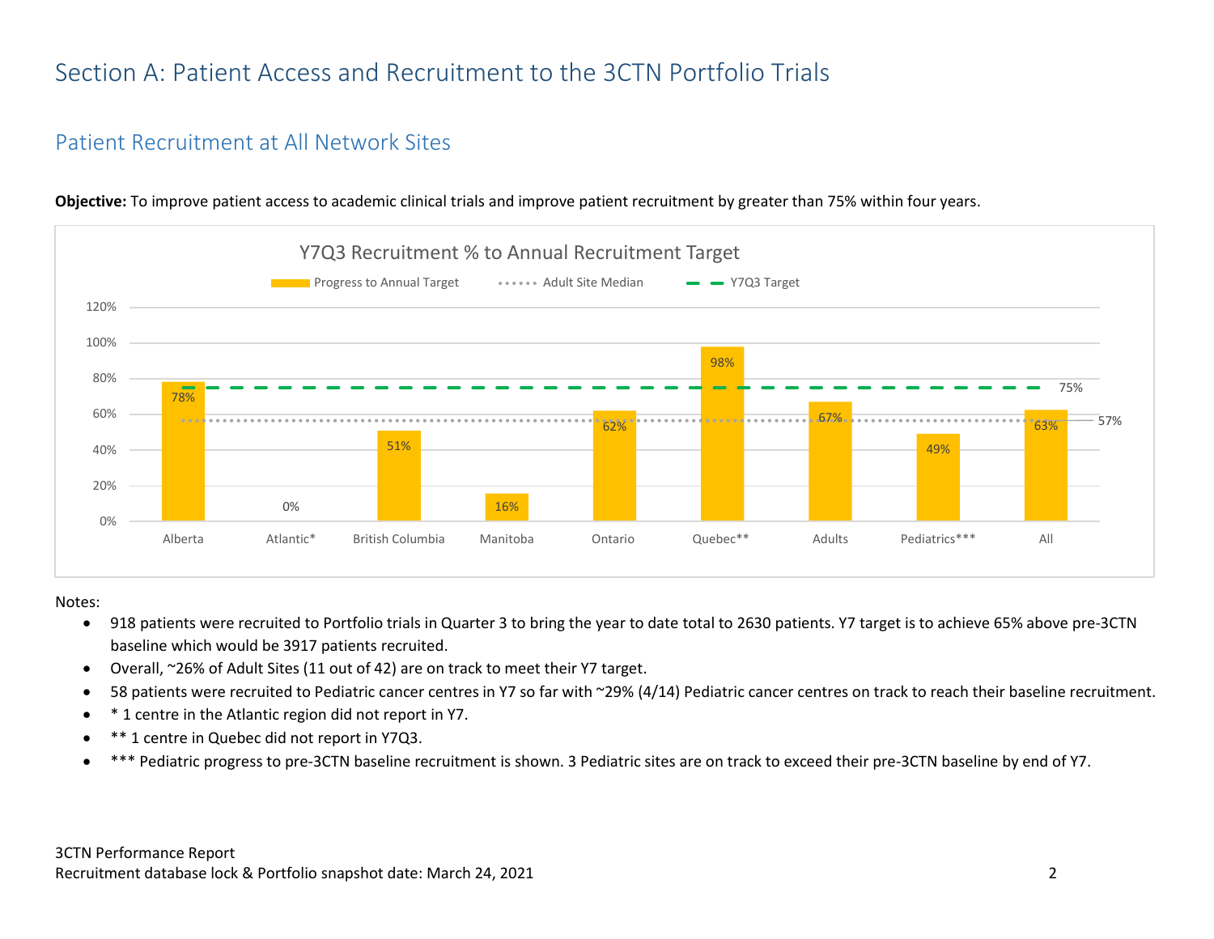# Section A: Patient Access and Recruitment to the 3CTN Portfolio Trials

## Patient Recruitment at All Network Sites

**Objective:** To improve patient access to academic clinical trials and improve patient recruitment by greater than 75% within four years.

Y7Q3 Recruitment % to Annual Recruitment Target

| Region | Progress to Annual Target |
|---|---|
| Alberta | 78% |
| Atlantic* | 0% |
| British Columbia | 51% |
| Manitoba | 16% |
| Ontario | 62% |
| Quebec** | 98% |
| Adults | 67% |
| Pediatrics*** | 49% |
| All | 63% |

Adult Site Median: 57%; Y7Q3 Target: 75%

Notes:

- 918 patients were recruited to Portfolio trials in Quarter 3 to bring the year to date total to 2630 patients. Y7 target is to achieve 65% above pre-3CTN baseline which would be 3917 patients recruited.
- Overall, ~26% of Adult Sites (11 out of 42) are on track to meet their Y7 target.
- 58 patients were recruited to Pediatric cancer centres in Y7 so far with ~29% (4/14) Pediatric cancer centres on track to reach their baseline recruitment.
- * 1 centre in the Atlantic region did not report in Y7.
- ** 1 centre in Quebec did not report in Y7Q3.
- *** Pediatric progress to pre-3CTN baseline recruitment is shown. 3 Pediatric sites are on track to exceed their pre-3CTN baseline by end of Y7.

3CTN Performance Report
Recruitment database lock & Portfolio snapshot date: March 24, 2021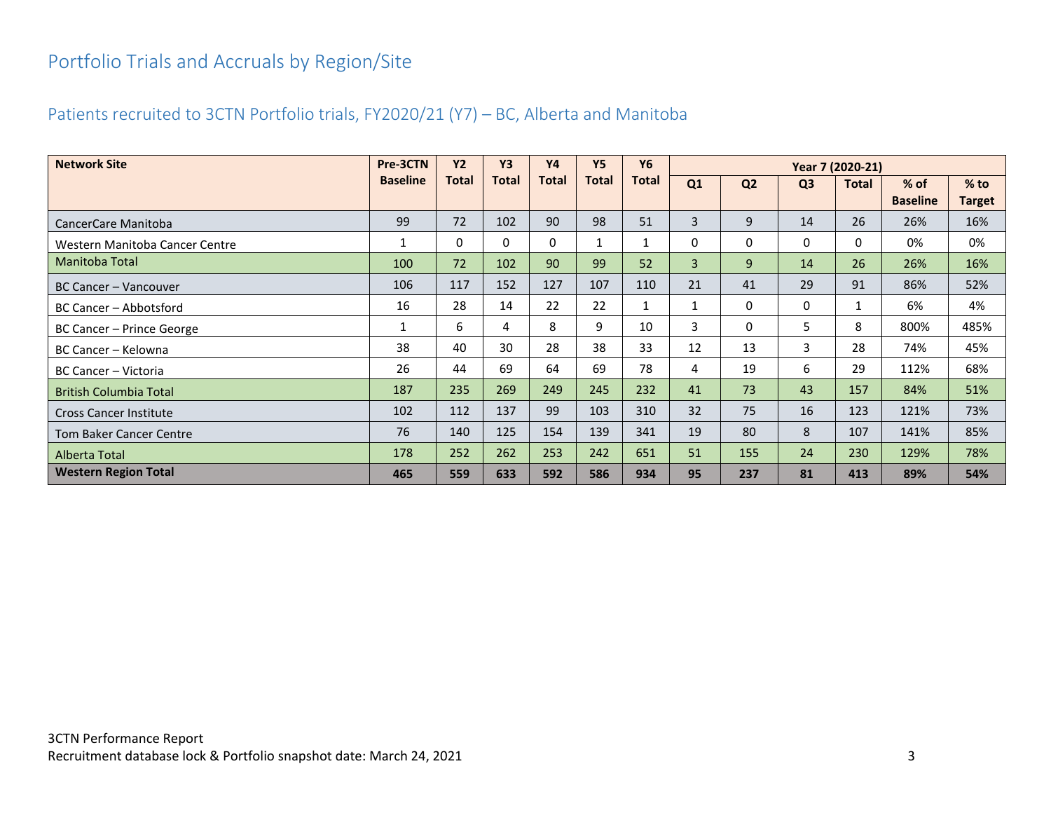# Portfolio Trials and Accruals by Region/Site

## Patients recruited to 3CTN Portfolio trials, FY2020/21 (Y7) – BC, Alberta and Manitoba

| Network Site | Pre-3CTN Baseline | Y2 Total | Y3 Total | Y4 Total | Y5 Total | Y6 Total | Year 7 (2020-21) | | | | | |
|---|---|---|---|---|---|---|---|---|---|---|---|---|
| | | | | | | | Q1 | Q2 | Q3 | Total | % of Baseline | % to Target |
| CancerCare Manitoba | 99 | 72 | 102 | 90 | 98 | 51 | 3 | 9 | 14 | 26 | 26% | 16% |
| Western Manitoba Cancer Centre | 1 | 0 | 0 | 0 | 1 | 1 | 0 | 0 | 0 | 0 | 0% | 0% |
| Manitoba Total | 100 | 72 | 102 | 90 | 99 | 52 | 3 | 9 | 14 | 26 | 26% | 16% |
| BC Cancer – Vancouver | 106 | 117 | 152 | 127 | 107 | 110 | 21 | 41 | 29 | 91 | 86% | 52% |
| BC Cancer – Abbotsford | 16 | 28 | 14 | 22 | 22 | 1 | 1 | 0 | 0 | 1 | 6% | 4% |
| BC Cancer – Prince George | 1 | 6 | 4 | 8 | 9 | 10 | 3 | 0 | 5 | 8 | 800% | 485% |
| BC Cancer – Kelowna | 38 | 40 | 30 | 28 | 38 | 33 | 12 | 13 | 3 | 28 | 74% | 45% |
| BC Cancer – Victoria | 26 | 44 | 69 | 64 | 69 | 78 | 4 | 19 | 6 | 29 | 112% | 68% |
| British Columbia Total | 187 | 235 | 269 | 249 | 245 | 232 | 41 | 73 | 43 | 157 | 84% | 51% |
| Cross Cancer Institute | 102 | 112 | 137 | 99 | 103 | 310 | 32 | 75 | 16 | 123 | 121% | 73% |
| Tom Baker Cancer Centre | 76 | 140 | 125 | 154 | 139 | 341 | 19 | 80 | 8 | 107 | 141% | 85% |
| Alberta Total | 178 | 252 | 262 | 253 | 242 | 651 | 51 | 155 | 24 | 230 | 129% | 78% |
| **Western Region Total** | **465** | **559** | **633** | **592** | **586** | **934** | **95** | **237** | **81** | **413** | **89%** | **54%** |

3CTN Performance Report
Recruitment database lock & Portfolio snapshot date: March 24, 2021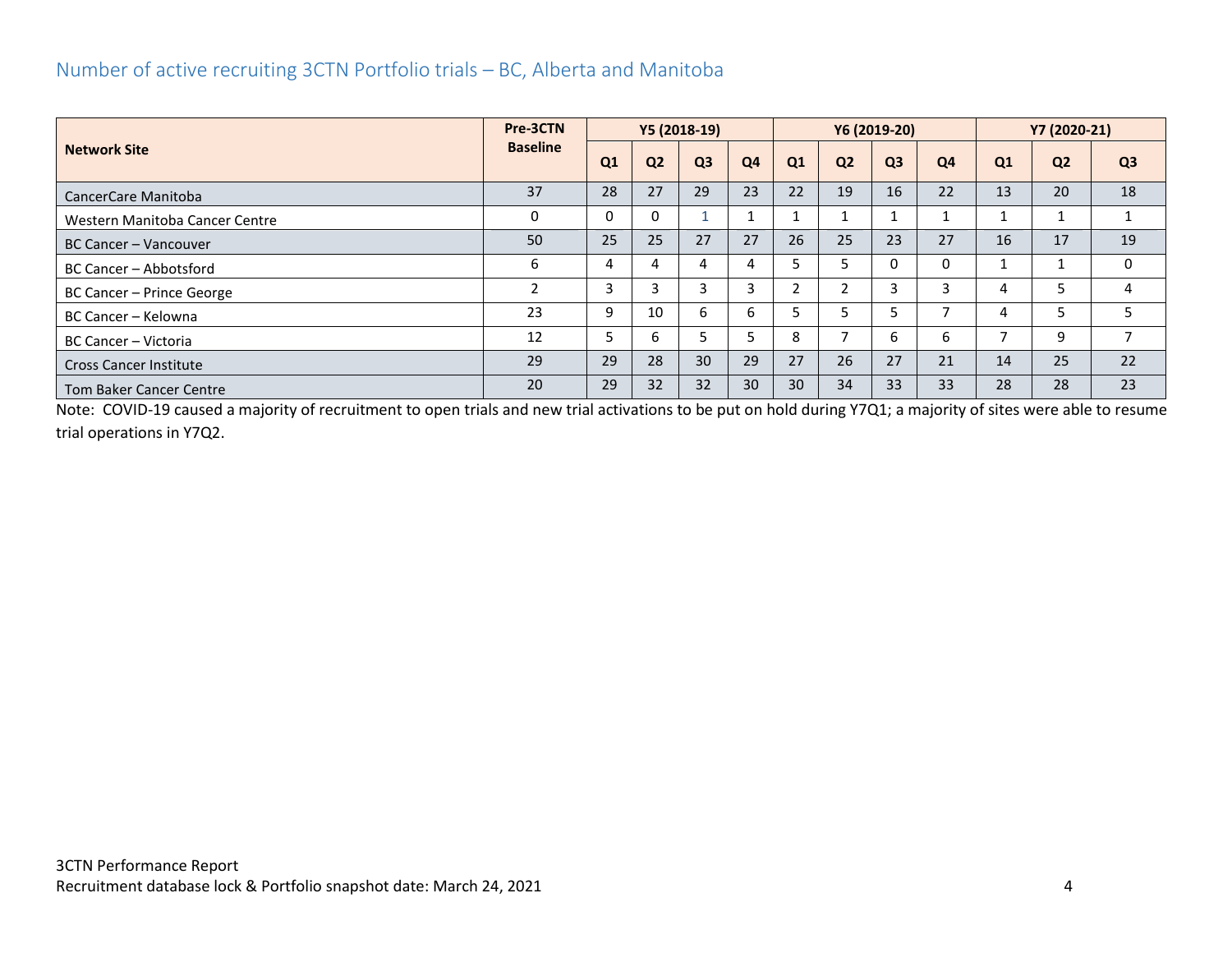## Number of active recruiting 3CTN Portfolio trials – BC, Alberta and Manitoba

| Network Site | Pre-3CTN Baseline | Y5 (2018-19) | | | | Y6 (2019-20) | | | | Y7 (2020-21) | | |
|---|---|---|---|---|---|---|---|---|---|---|---|---|
| | | Q1 | Q2 | Q3 | Q4 | Q1 | Q2 | Q3 | Q4 | Q1 | Q2 | Q3 |
| CancerCare Manitoba | 37 | 28 | 27 | 29 | 23 | 22 | 19 | 16 | 22 | 13 | 20 | 18 |
| Western Manitoba Cancer Centre | 0 | 0 | 0 | 1 | 1 | 1 | 1 | 1 | 1 | 1 | 1 | 1 |
| BC Cancer – Vancouver | 50 | 25 | 25 | 27 | 27 | 26 | 25 | 23 | 27 | 16 | 17 | 19 |
| BC Cancer – Abbotsford | 6 | 4 | 4 | 4 | 4 | 5 | 5 | 0 | 0 | 1 | 1 | 0 |
| BC Cancer – Prince George | 2 | 3 | 3 | 3 | 3 | 2 | 2 | 3 | 3 | 4 | 5 | 4 |
| BC Cancer – Kelowna | 23 | 9 | 10 | 6 | 6 | 5 | 5 | 5 | 7 | 4 | 5 | 5 |
| BC Cancer – Victoria | 12 | 5 | 6 | 5 | 5 | 8 | 7 | 6 | 6 | 7 | 9 | 7 |
| Cross Cancer Institute | 29 | 29 | 28 | 30 | 29 | 27 | 26 | 27 | 21 | 14 | 25 | 22 |
| Tom Baker Cancer Centre | 20 | 29 | 32 | 32 | 30 | 30 | 34 | 33 | 33 | 28 | 28 | 23 |

Note: COVID-19 caused a majority of recruitment to open trials and new trial activations to be put on hold during Y7Q1; a majority of sites were able to resume trial operations in Y7Q2.

3CTN Performance Report
Recruitment database lock & Portfolio snapshot date: March 24, 2021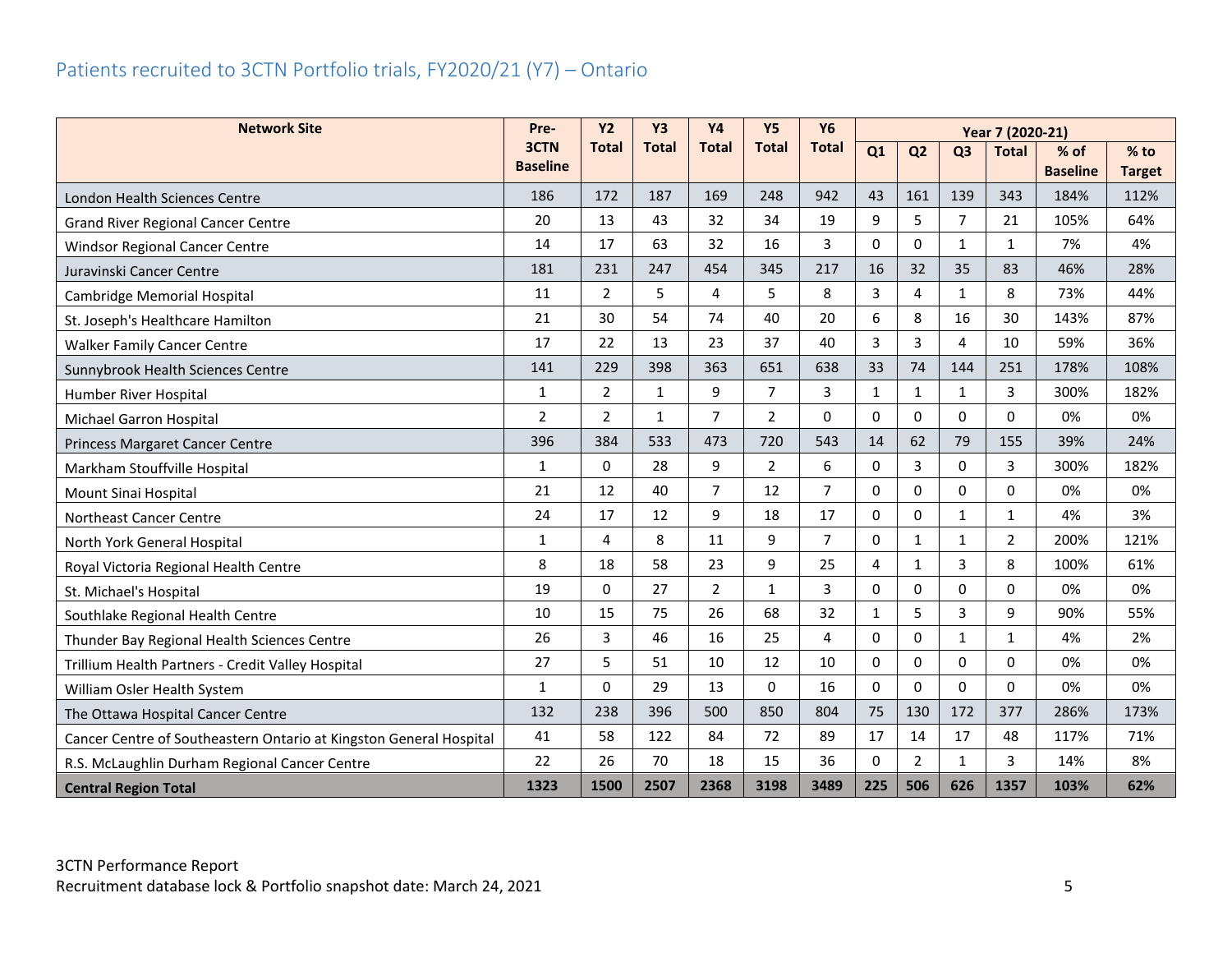## Patients recruited to 3CTN Portfolio trials, FY2020/21 (Y7) – Ontario

| Network Site | Pre-3CTN Baseline | Y2 Total | Y3 Total | Y4 Total | Y5 Total | Y6 Total | Year 7 (2020-21) | | | | | |
|---|---|---|---|---|---|---|---|---|---|---|---|---|
| | | | | | | | Q1 | Q2 | Q3 | Total | % of Baseline | % to Target |
| London Health Sciences Centre | 186 | 172 | 187 | 169 | 248 | 942 | 43 | 161 | 139 | 343 | 184% | 112% |
| Grand River Regional Cancer Centre | 20 | 13 | 43 | 32 | 34 | 19 | 9 | 5 | 7 | 21 | 105% | 64% |
| Windsor Regional Cancer Centre | 14 | 17 | 63 | 32 | 16 | 3 | 0 | 0 | 1 | 1 | 7% | 4% |
| Juravinski Cancer Centre | 181 | 231 | 247 | 454 | 345 | 217 | 16 | 32 | 35 | 83 | 46% | 28% |
| Cambridge Memorial Hospital | 11 | 2 | 5 | 4 | 5 | 8 | 3 | 4 | 1 | 8 | 73% | 44% |
| St. Joseph's Healthcare Hamilton | 21 | 30 | 54 | 74 | 40 | 20 | 6 | 8 | 16 | 30 | 143% | 87% |
| Walker Family Cancer Centre | 17 | 22 | 13 | 23 | 37 | 40 | 3 | 3 | 4 | 10 | 59% | 36% |
| Sunnybrook Health Sciences Centre | 141 | 229 | 398 | 363 | 651 | 638 | 33 | 74 | 144 | 251 | 178% | 108% |
| Humber River Hospital | 1 | 2 | 1 | 9 | 7 | 3 | 1 | 1 | 1 | 3 | 300% | 182% |
| Michael Garron Hospital | 2 | 2 | 1 | 7 | 2 | 0 | 0 | 0 | 0 | 0 | 0% | 0% |
| Princess Margaret Cancer Centre | 396 | 384 | 533 | 473 | 720 | 543 | 14 | 62 | 79 | 155 | 39% | 24% |
| Markham Stouffville Hospital | 1 | 0 | 28 | 9 | 2 | 6 | 0 | 3 | 0 | 3 | 300% | 182% |
| Mount Sinai Hospital | 21 | 12 | 40 | 7 | 12 | 7 | 0 | 0 | 0 | 0 | 0% | 0% |
| Northeast Cancer Centre | 24 | 17 | 12 | 9 | 18 | 17 | 0 | 0 | 1 | 1 | 4% | 3% |
| North York General Hospital | 1 | 4 | 8 | 11 | 9 | 7 | 0 | 1 | 1 | 2 | 200% | 121% |
| Royal Victoria Regional Health Centre | 8 | 18 | 58 | 23 | 9 | 25 | 4 | 1 | 3 | 8 | 100% | 61% |
| St. Michael's Hospital | 19 | 0 | 27 | 2 | 1 | 3 | 0 | 0 | 0 | 0 | 0% | 0% |
| Southlake Regional Health Centre | 10 | 15 | 75 | 26 | 68 | 32 | 1 | 5 | 3 | 9 | 90% | 55% |
| Thunder Bay Regional Health Sciences Centre | 26 | 3 | 46 | 16 | 25 | 4 | 0 | 0 | 1 | 1 | 4% | 2% |
| Trillium Health Partners - Credit Valley Hospital | 27 | 5 | 51 | 10 | 12 | 10 | 0 | 0 | 0 | 0 | 0% | 0% |
| William Osler Health System | 1 | 0 | 29 | 13 | 0 | 16 | 0 | 0 | 0 | 0 | 0% | 0% |
| The Ottawa Hospital Cancer Centre | 132 | 238 | 396 | 500 | 850 | 804 | 75 | 130 | 172 | 377 | 286% | 173% |
| Cancer Centre of Southeastern Ontario at Kingston General Hospital | 41 | 58 | 122 | 84 | 72 | 89 | 17 | 14 | 17 | 48 | 117% | 71% |
| R.S. McLaughlin Durham Regional Cancer Centre | 22 | 26 | 70 | 18 | 15 | 36 | 0 | 2 | 1 | 3 | 14% | 8% |
| **Central Region Total** | **1323** | **1500** | **2507** | **2368** | **3198** | **3489** | **225** | **506** | **626** | **1357** | **103%** | **62%** |

3CTN Performance Report
Recruitment database lock & Portfolio snapshot date: March 24, 2021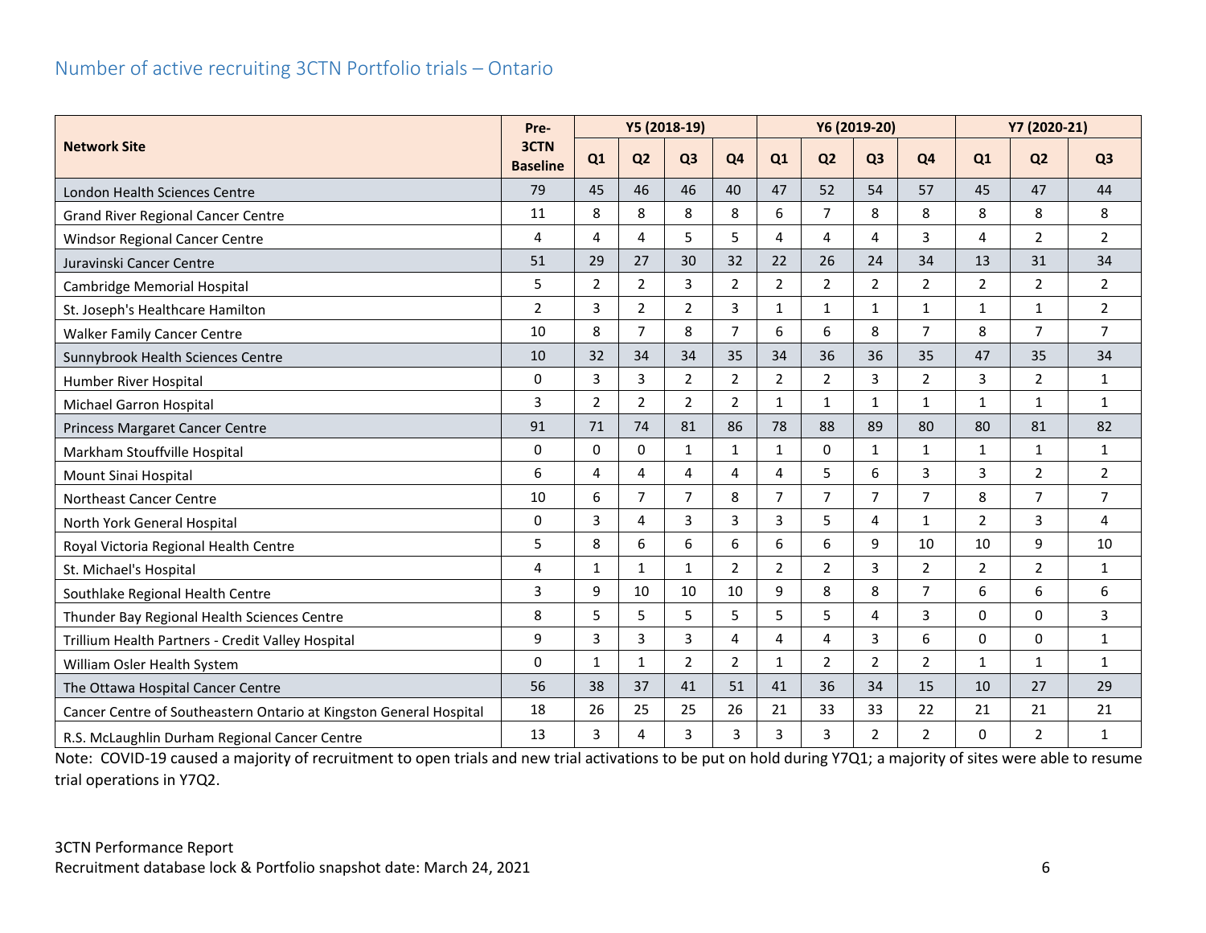## Number of active recruiting 3CTN Portfolio trials – Ontario

| Network Site | Pre-3CTN Baseline | Y5 (2018-19) | | | | Y6 (2019-20) | | | | Y7 (2020-21) | | |
|---|---|---|---|---|---|---|---|---|---|---|---|---|
| | | Q1 | Q2 | Q3 | Q4 | Q1 | Q2 | Q3 | Q4 | Q1 | Q2 | Q3 |
| London Health Sciences Centre | 79 | 45 | 46 | 46 | 40 | 47 | 52 | 54 | 57 | 45 | 47 | 44 |
| Grand River Regional Cancer Centre | 11 | 8 | 8 | 8 | 8 | 6 | 7 | 8 | 8 | 8 | 8 | 8 |
| Windsor Regional Cancer Centre | 4 | 4 | 4 | 5 | 5 | 4 | 4 | 4 | 3 | 4 | 2 | 2 |
| Juravinski Cancer Centre | 51 | 29 | 27 | 30 | 32 | 22 | 26 | 24 | 34 | 13 | 31 | 34 |
| Cambridge Memorial Hospital | 5 | 2 | 2 | 3 | 2 | 2 | 2 | 2 | 2 | 2 | 2 | 2 |
| St. Joseph's Healthcare Hamilton | 2 | 3 | 2 | 2 | 3 | 1 | 1 | 1 | 1 | 1 | 1 | 2 |
| Walker Family Cancer Centre | 10 | 8 | 7 | 8 | 7 | 6 | 6 | 8 | 7 | 8 | 7 | 7 |
| Sunnybrook Health Sciences Centre | 10 | 32 | 34 | 34 | 35 | 34 | 36 | 36 | 35 | 47 | 35 | 34 |
| Humber River Hospital | 0 | 3 | 3 | 2 | 2 | 2 | 2 | 3 | 2 | 3 | 2 | 1 |
| Michael Garron Hospital | 3 | 2 | 2 | 2 | 2 | 1 | 1 | 1 | 1 | 1 | 1 | 1 |
| Princess Margaret Cancer Centre | 91 | 71 | 74 | 81 | 86 | 78 | 88 | 89 | 80 | 80 | 81 | 82 |
| Markham Stouffville Hospital | 0 | 0 | 0 | 1 | 1 | 1 | 0 | 1 | 1 | 1 | 1 | 1 |
| Mount Sinai Hospital | 6 | 4 | 4 | 4 | 4 | 4 | 5 | 6 | 3 | 3 | 2 | 2 |
| Northeast Cancer Centre | 10 | 6 | 7 | 7 | 8 | 7 | 7 | 7 | 7 | 8 | 7 | 7 |
| North York General Hospital | 0 | 3 | 4 | 3 | 3 | 3 | 5 | 4 | 1 | 2 | 3 | 4 |
| Royal Victoria Regional Health Centre | 5 | 8 | 6 | 6 | 6 | 6 | 6 | 9 | 10 | 10 | 9 | 10 |
| St. Michael's Hospital | 4 | 1 | 1 | 1 | 2 | 2 | 2 | 3 | 2 | 2 | 2 | 1 |
| Southlake Regional Health Centre | 3 | 9 | 10 | 10 | 10 | 9 | 8 | 8 | 7 | 6 | 6 | 6 |
| Thunder Bay Regional Health Sciences Centre | 8 | 5 | 5 | 5 | 5 | 5 | 5 | 4 | 3 | 0 | 0 | 3 |
| Trillium Health Partners - Credit Valley Hospital | 9 | 3 | 3 | 3 | 4 | 4 | 4 | 3 | 6 | 0 | 0 | 1 |
| William Osler Health System | 0 | 1 | 1 | 2 | 2 | 1 | 2 | 2 | 2 | 1 | 1 | 1 |
| The Ottawa Hospital Cancer Centre | 56 | 38 | 37 | 41 | 51 | 41 | 36 | 34 | 15 | 10 | 27 | 29 |
| Cancer Centre of Southeastern Ontario at Kingston General Hospital | 18 | 26 | 25 | 25 | 26 | 21 | 33 | 33 | 22 | 21 | 21 | 21 |
| R.S. McLaughlin Durham Regional Cancer Centre | 13 | 3 | 4 | 3 | 3 | 3 | 3 | 2 | 2 | 0 | 2 | 1 |

Note: COVID-19 caused a majority of recruitment to open trials and new trial activations to be put on hold during Y7Q1; a majority of sites were able to resume trial operations in Y7Q2.

3CTN Performance Report
Recruitment database lock & Portfolio snapshot date: March 24, 2021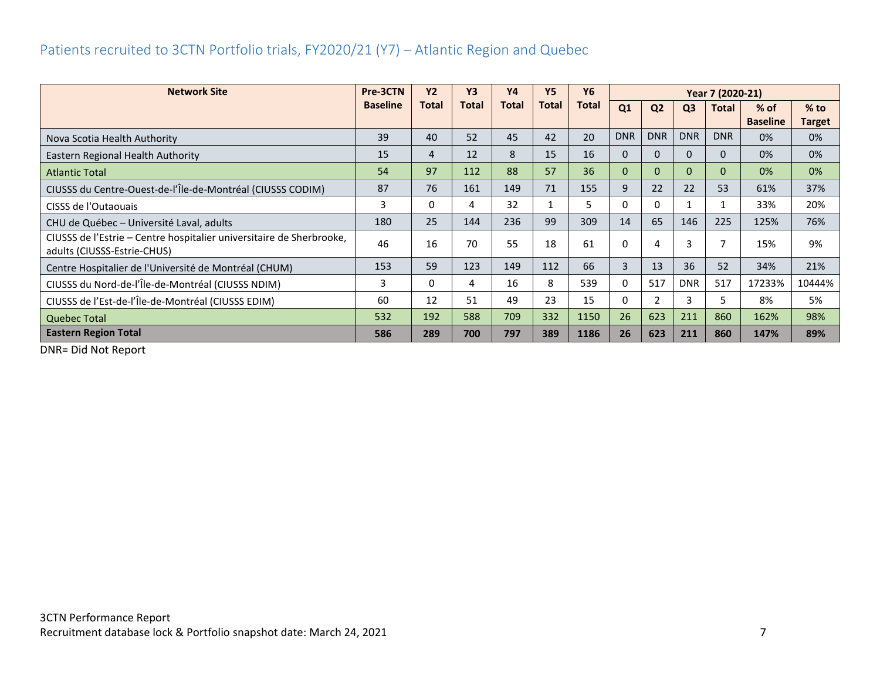## Patients recruited to 3CTN Portfolio trials, FY2020/21 (Y7) – Atlantic Region and Quebec

| Network Site | Pre-3CTN Baseline | Y2 Total | Y3 Total | Y4 Total | Y5 Total | Y6 Total | Year 7 (2020-21) | | | | | |
|---|---|---|---|---|---|---|---|---|---|---|---|---|
| | | | | | | | Q1 | Q2 | Q3 | Total | % of Baseline | % to Target |
| Nova Scotia Health Authority | 39 | 40 | 52 | 45 | 42 | 20 | DNR | DNR | DNR | DNR | 0% | 0% |
| Eastern Regional Health Authority | 15 | 4 | 12 | 8 | 15 | 16 | 0 | 0 | 0 | 0 | 0% | 0% |
| Atlantic Total | 54 | 97 | 112 | 88 | 57 | 36 | 0 | 0 | 0 | 0 | 0% | 0% |
| CIUSSS du Centre-Ouest-de-l'Île-de-Montréal (CIUSSS CODIM) | 87 | 76 | 161 | 149 | 71 | 155 | 9 | 22 | 22 | 53 | 61% | 37% |
| CISSS de l'Outaouais | 3 | 0 | 4 | 32 | 1 | 5 | 0 | 0 | 1 | 1 | 33% | 20% |
| CHU de Québec – Université Laval, adults | 180 | 25 | 144 | 236 | 99 | 309 | 14 | 65 | 146 | 225 | 125% | 76% |
| CIUSSS de l'Estrie – Centre hospitalier universitaire de Sherbrooke, adults (CIUSSS-Estrie-CHUS) | 46 | 16 | 70 | 55 | 18 | 61 | 0 | 4 | 3 | 7 | 15% | 9% |
| Centre Hospitalier de l'Université de Montréal (CHUM) | 153 | 59 | 123 | 149 | 112 | 66 | 3 | 13 | 36 | 52 | 34% | 21% |
| CIUSSS du Nord-de-l'Île-de-Montréal (CIUSSS NDIM) | 3 | 0 | 4 | 16 | 8 | 539 | 0 | 517 | DNR | 517 | 17233% | 10444% |
| CIUSSS de l'Est-de-l'Île-de-Montréal (CIUSSS EDIM) | 60 | 12 | 51 | 49 | 23 | 15 | 0 | 2 | 3 | 5 | 8% | 5% |
| Quebec Total | 532 | 192 | 588 | 709 | 332 | 1150 | 26 | 623 | 211 | 860 | 162% | 98% |
| **Eastern Region Total** | **586** | **289** | **700** | **797** | **389** | **1186** | **26** | **623** | **211** | **860** | **147%** | **89%** |

DNR= Did Not Report

3CTN Performance Report
Recruitment database lock & Portfolio snapshot date: March 24, 2021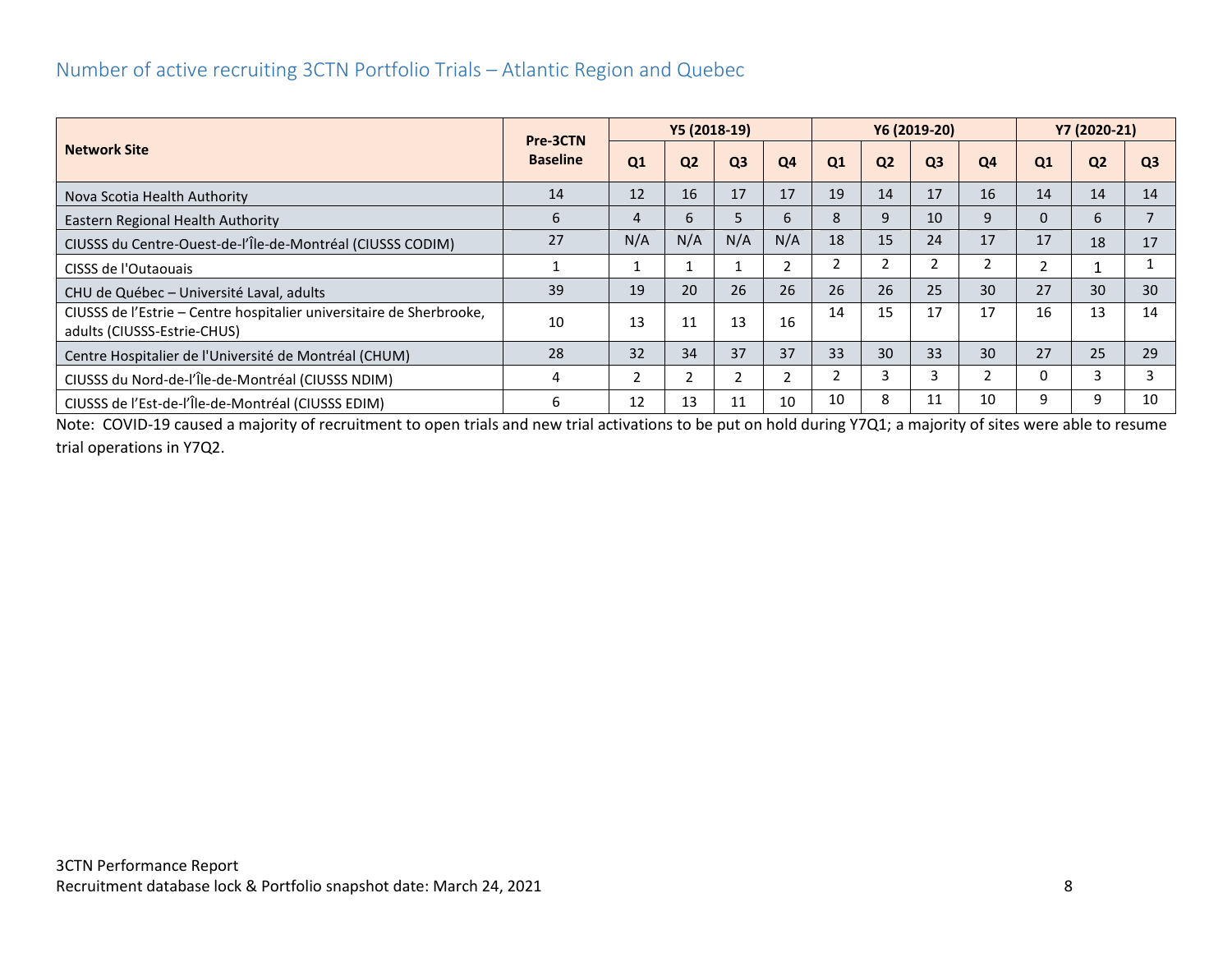## Number of active recruiting 3CTN Portfolio Trials – Atlantic Region and Quebec

| Network Site | Pre-3CTN Baseline | Y5 (2018-19) | | | | Y6 (2019-20) | | | | Y7 (2020-21) | | |
|---|---|---|---|---|---|---|---|---|---|---|---|---|
| | | Q1 | Q2 | Q3 | Q4 | Q1 | Q2 | Q3 | Q4 | Q1 | Q2 | Q3 |
| Nova Scotia Health Authority | 14 | 12 | 16 | 17 | 17 | 19 | 14 | 17 | 16 | 14 | 14 | 14 |
| Eastern Regional Health Authority | 6 | 4 | 6 | 5 | 6 | 8 | 9 | 10 | 9 | 0 | 6 | 7 |
| CIUSSS du Centre-Ouest-de-l'Île-de-Montréal (CIUSSS CODIM) | 27 | N/A | N/A | N/A | N/A | 18 | 15 | 24 | 17 | 17 | 18 | 17 |
| CISSS de l'Outaouais | 1 | 1 | 1 | 1 | 2 | 2 | 2 | 2 | 2 | 2 | 1 | 1 |
| CHU de Québec – Université Laval, adults | 39 | 19 | 20 | 26 | 26 | 26 | 26 | 25 | 30 | 27 | 30 | 30 |
| CIUSSS de l'Estrie – Centre hospitalier universitaire de Sherbrooke, adults (CIUSSS-Estrie-CHUS) | 10 | 13 | 11 | 13 | 16 | 14 | 15 | 17 | 17 | 16 | 13 | 14 |
| Centre Hospitalier de l'Université de Montréal (CHUM) | 28 | 32 | 34 | 37 | 37 | 33 | 30 | 33 | 30 | 27 | 25 | 29 |
| CIUSSS du Nord-de-l'Île-de-Montréal (CIUSSS NDIM) | 4 | 2 | 2 | 2 | 2 | 2 | 3 | 3 | 2 | 0 | 3 | 3 |
| CIUSSS de l'Est-de-l'Île-de-Montréal (CIUSSS EDIM) | 6 | 12 | 13 | 11 | 10 | 10 | 8 | 11 | 10 | 9 | 9 | 10 |

Note: COVID-19 caused a majority of recruitment to open trials and new trial activations to be put on hold during Y7Q1; a majority of sites were able to resume trial operations in Y7Q2.

3CTN Performance Report
Recruitment database lock & Portfolio snapshot date: March 24, 2021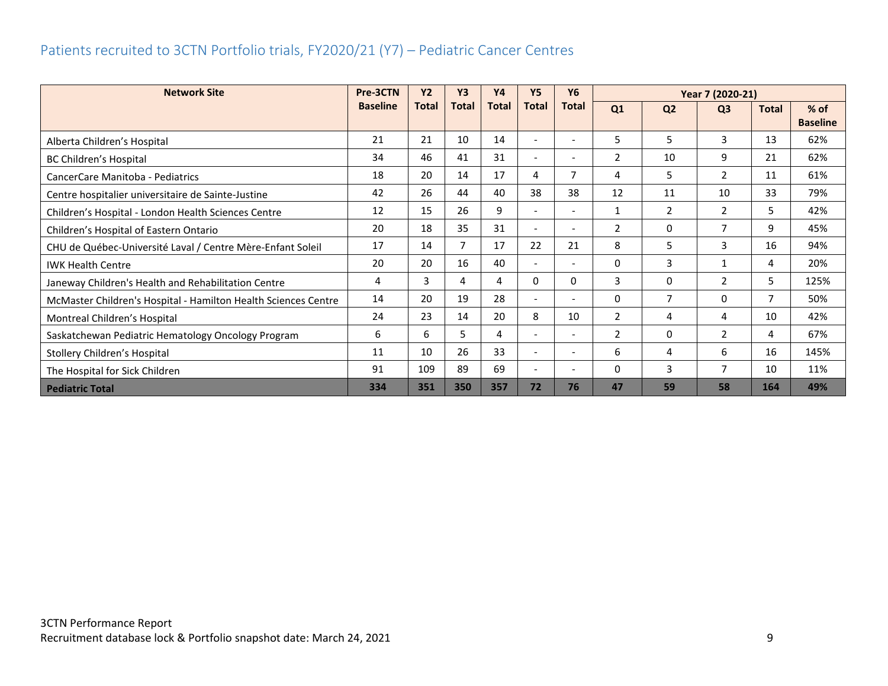## Patients recruited to 3CTN Portfolio trials, FY2020/21 (Y7) – Pediatric Cancer Centres

| Network Site | Pre-3CTN Baseline | Y2 Total | Y3 Total | Y4 Total | Y5 Total | Y6 Total | Year 7 (2020-21) | | | | |
|---|---|---|---|---|---|---|---|---|---|---|---|
| | | | | | | | Q1 | Q2 | Q3 | Total | % of Baseline |
| Alberta Children's Hospital | 21 | 21 | 10 | 14 | - | - | 5 | 5 | 3 | 13 | 62% |
| BC Children's Hospital | 34 | 46 | 41 | 31 | - | - | 2 | 10 | 9 | 21 | 62% |
| CancerCare Manitoba - Pediatrics | 18 | 20 | 14 | 17 | 4 | 7 | 4 | 5 | 2 | 11 | 61% |
| Centre hospitalier universitaire de Sainte-Justine | 42 | 26 | 44 | 40 | 38 | 38 | 12 | 11 | 10 | 33 | 79% |
| Children's Hospital - London Health Sciences Centre | 12 | 15 | 26 | 9 | - | - | 1 | 2 | 2 | 5 | 42% |
| Children's Hospital of Eastern Ontario | 20 | 18 | 35 | 31 | - | - | 2 | 0 | 7 | 9 | 45% |
| CHU de Québec-Université Laval / Centre Mère-Enfant Soleil | 17 | 14 | 7 | 17 | 22 | 21 | 8 | 5 | 3 | 16 | 94% |
| IWK Health Centre | 20 | 20 | 16 | 40 | - | - | 0 | 3 | 1 | 4 | 20% |
| Janeway Children's Health and Rehabilitation Centre | 4 | 3 | 4 | 4 | 0 | 0 | 3 | 0 | 2 | 5 | 125% |
| McMaster Children's Hospital - Hamilton Health Sciences Centre | 14 | 20 | 19 | 28 | - | - | 0 | 7 | 0 | 7 | 50% |
| Montreal Children's Hospital | 24 | 23 | 14 | 20 | 8 | 10 | 2 | 4 | 4 | 10 | 42% |
| Saskatchewan Pediatric Hematology Oncology Program | 6 | 6 | 5 | 4 | - | - | 2 | 0 | 2 | 4 | 67% |
| Stollery Children's Hospital | 11 | 10 | 26 | 33 | - | - | 6 | 4 | 6 | 16 | 145% |
| The Hospital for Sick Children | 91 | 109 | 89 | 69 | - | - | 0 | 3 | 7 | 10 | 11% |
| **Pediatric Total** | **334** | **351** | **350** | **357** | **72** | **76** | **47** | **59** | **58** | **164** | **49%** |

3CTN Performance Report
Recruitment database lock & Portfolio snapshot date: March 24, 2021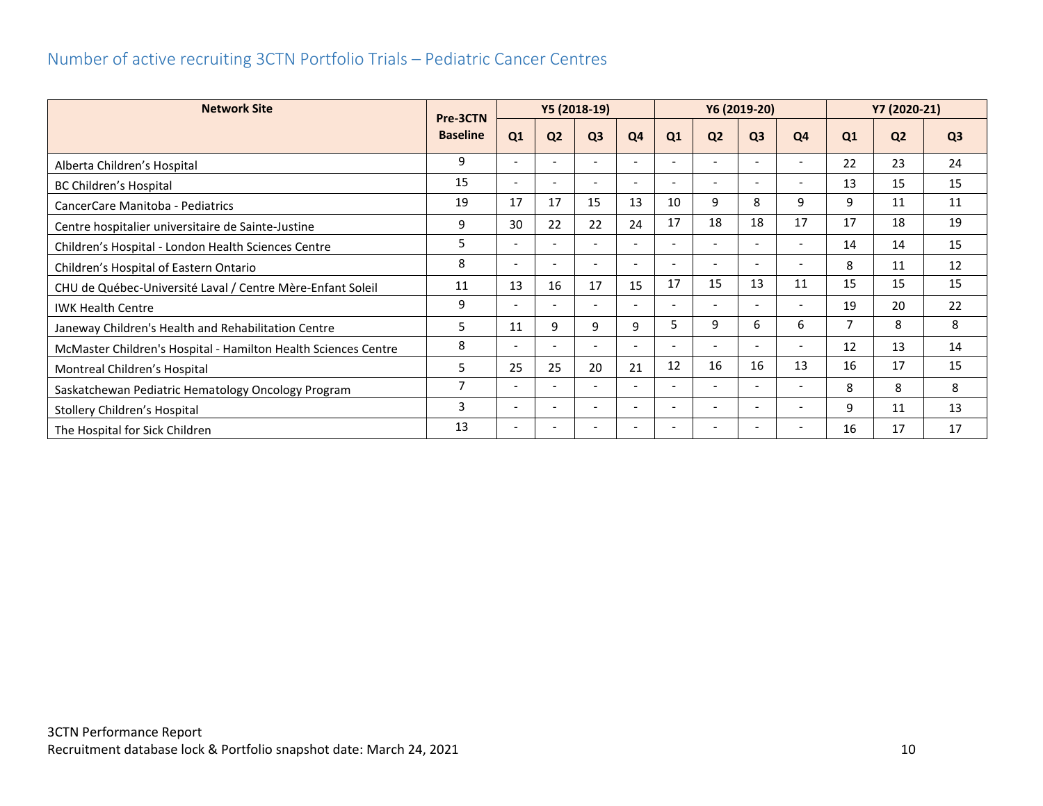## Number of active recruiting 3CTN Portfolio Trials – Pediatric Cancer Centres

| Network Site | Pre-3CTN Baseline | Y5 (2018-19) | | | | Y6 (2019-20) | | | | Y7 (2020-21) | | |
|---|---|---|---|---|---|---|---|---|---|---|---|---|
| | | Q1 | Q2 | Q3 | Q4 | Q1 | Q2 | Q3 | Q4 | Q1 | Q2 | Q3 |
| Alberta Children's Hospital | 9 | - | - | - | - | - | - | - | - | 22 | 23 | 24 |
| BC Children's Hospital | 15 | - | - | - | - | - | - | - | - | 13 | 15 | 15 |
| CancerCare Manitoba - Pediatrics | 19 | 17 | 17 | 15 | 13 | 10 | 9 | 8 | 9 | 9 | 11 | 11 |
| Centre hospitalier universitaire de Sainte-Justine | 9 | 30 | 22 | 22 | 24 | 17 | 18 | 18 | 17 | 17 | 18 | 19 |
| Children's Hospital - London Health Sciences Centre | 5 | - | - | - | - | - | - | - | - | 14 | 14 | 15 |
| Children's Hospital of Eastern Ontario | 8 | - | - | - | - | - | - | - | - | 8 | 11 | 12 |
| CHU de Québec-Université Laval / Centre Mère-Enfant Soleil | 11 | 13 | 16 | 17 | 15 | 17 | 15 | 13 | 11 | 15 | 15 | 15 |
| IWK Health Centre | 9 | - | - | - | - | - | - | - | - | 19 | 20 | 22 |
| Janeway Children's Health and Rehabilitation Centre | 5 | 11 | 9 | 9 | 9 | 5 | 9 | 6 | 6 | 7 | 8 | 8 |
| McMaster Children's Hospital - Hamilton Health Sciences Centre | 8 | - | - | - | - | - | - | - | - | 12 | 13 | 14 |
| Montreal Children's Hospital | 5 | 25 | 25 | 20 | 21 | 12 | 16 | 16 | 13 | 16 | 17 | 15 |
| Saskatchewan Pediatric Hematology Oncology Program | 7 | - | - | - | - | - | - | - | - | 8 | 8 | 8 |
| Stollery Children's Hospital | 3 | - | - | - | - | - | - | - | - | 9 | 11 | 13 |
| The Hospital for Sick Children | 13 | - | - | - | - | - | - | - | - | 16 | 17 | 17 |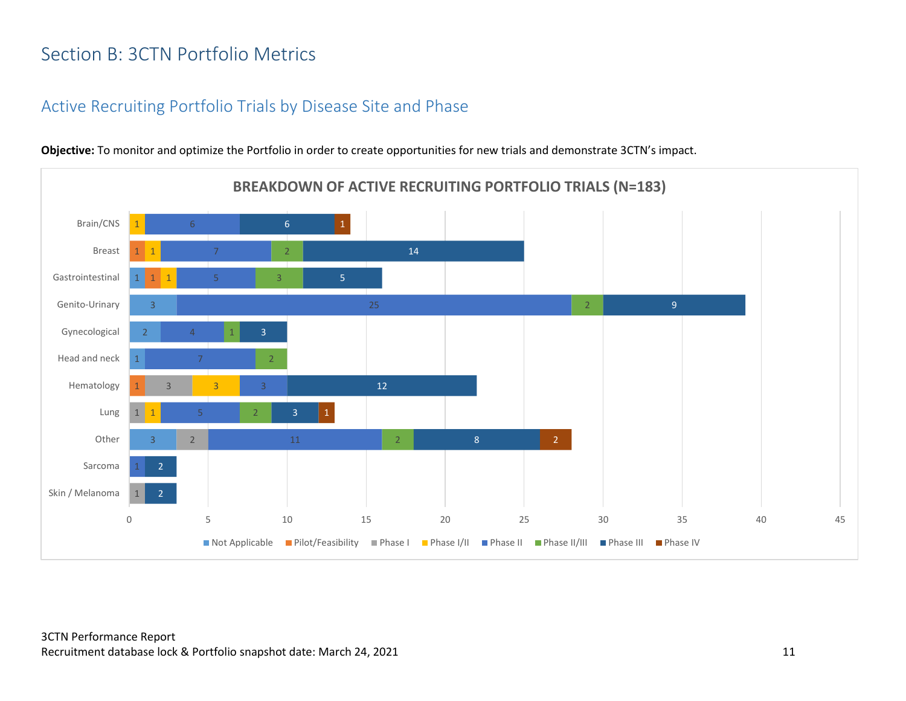# Section B: 3CTN Portfolio Metrics

## Active Recruiting Portfolio Trials by Disease Site and Phase

**Objective:** To monitor and optimize the Portfolio in order to create opportunities for new trials and demonstrate 3CTN's impact.

### BREAKDOWN OF ACTIVE RECRUITING PORTFOLIO TRIALS (N=183)

| Disease Site | Not Applicable | Pilot/Feasibility | Phase I | Phase I/II | Phase II | Phase II/III | Phase III | Phase IV |
|---|---|---|---|---|---|---|---|---|
| Brain/CNS | | | | 1 | 6 | | 6 | 1 |
| Breast | | 1 | | 1 | 7 | 2 | 14 | |
| Gastrointestinal | 1 | 1 | | 1 | 5 | 3 | 5 | |
| Genito-Urinary | 3 | | | | 25 | 2 | 9 | |
| Gynecological | 2 | | | | 4 | 1 | 3 | |
| Head and neck | 1 | | | | 7 | 2 | | |
| Hematology | | 1 | 3 | 3 | 3 | | 12 | |
| Lung | | | 1 | 1 | 5 | 2 | 3 | 1 |
| Other | 3 | | 2 | | 11 | 2 | 8 | 2 |
| Sarcoma | | | | | 1 | | 2 | |
| Skin / Melanoma | | | 1 | | | | 2 | |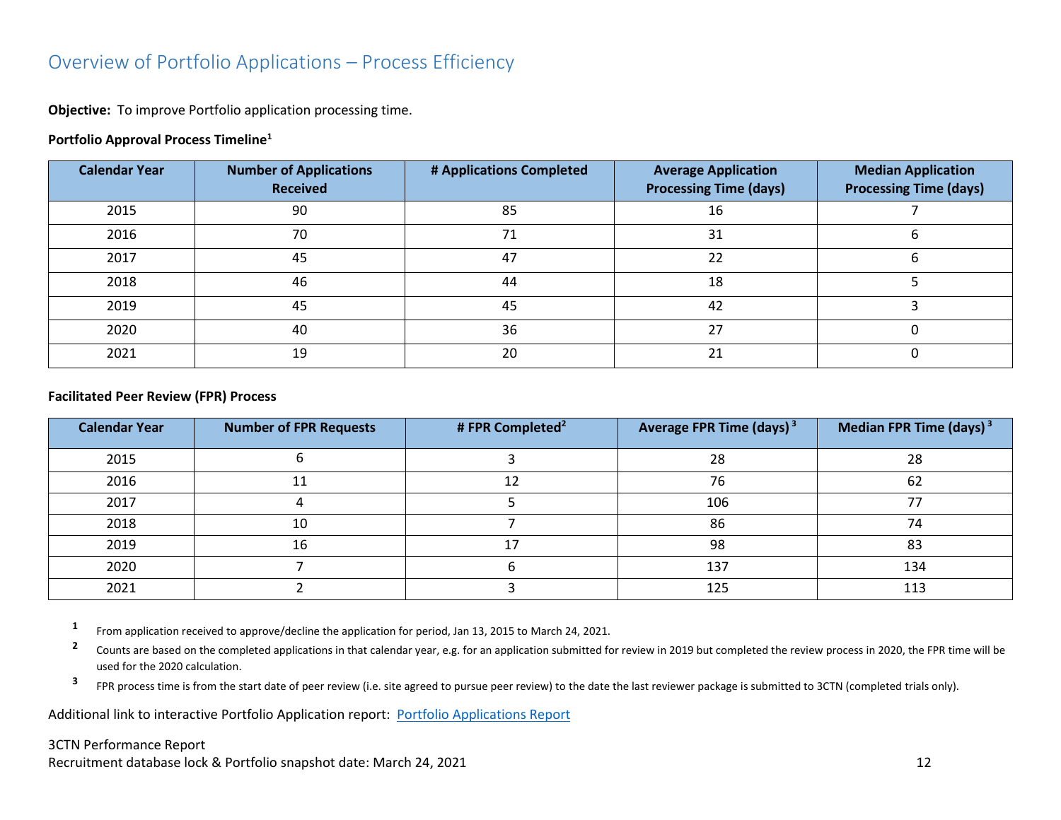## Overview of Portfolio Applications – Process Efficiency

**Objective:** To improve Portfolio application processing time.

**Portfolio Approval Process Timeline[1]**

| Calendar Year | Number of Applications Received | # Applications Completed | Average Application Processing Time (days) | Median Application Processing Time (days) |
|---|---|---|---|---|
| 2015 | 90 | 85 | 16 | 7 |
| 2016 | 70 | 71 | 31 | 6 |
| 2017 | 45 | 47 | 22 | 6 |
| 2018 | 46 | 44 | 18 | 5 |
| 2019 | 45 | 45 | 42 | 3 |
| 2020 | 40 | 36 | 27 | 0 |
| 2021 | 19 | 20 | 21 | 0 |

**Facilitated Peer Review (FPR) Process**

| Calendar Year | Number of FPR Requests | # FPR Completed[2] | Average FPR Time (days)[3] | Median FPR Time (days)[3] |
|---|---|---|---|---|
| 2015 | 6 | 3 | 28 | 28 |
| 2016 | 11 | 12 | 76 | 62 |
| 2017 | 4 | 5 | 106 | 77 |
| 2018 | 10 | 7 | 86 | 74 |
| 2019 | 16 | 17 | 98 | 83 |
| 2020 | 7 | 6 | 137 | 134 |
| 2021 | 2 | 3 | 125 | 113 |

[1] From application received to approve/decline the application for period, Jan 13, 2015 to March 24, 2021.

[2] Counts are based on the completed applications in that calendar year, e.g. for an application submitted for review in 2019 but completed the review process in 2020, the FPR time will be used for the 2020 calculation.

[3] FPR process time is from the start date of peer review (i.e. site agreed to pursue peer review) to the date the last reviewer package is submitted to 3CTN (completed trials only).

Additional link to interactive Portfolio Application report: [Portfolio Applications Report]

3CTN Performance Report
Recruitment database lock & Portfolio snapshot date: March 24, 2021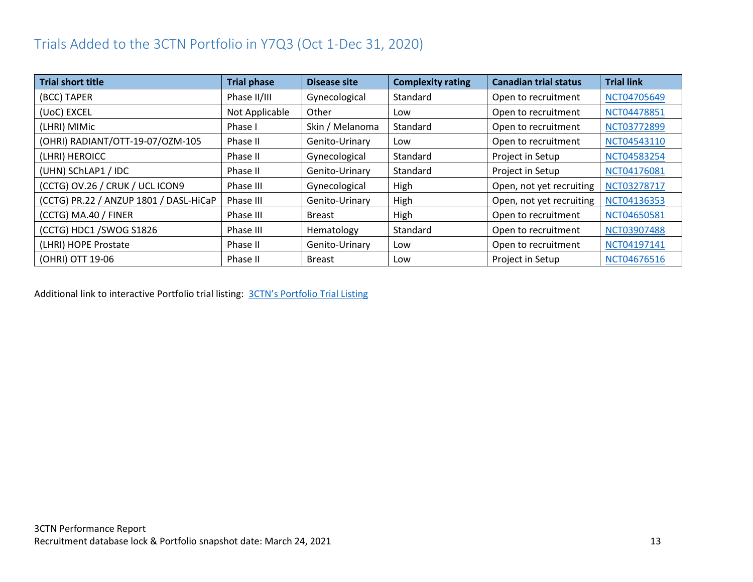## Trials Added to the 3CTN Portfolio in Y7Q3 (Oct 1-Dec 31, 2020)

| Trial short title | Trial phase | Disease site | Complexity rating | Canadian trial status | Trial link |
|---|---|---|---|---|---|
| (BCC) TAPER | Phase II/III | Gynecological | Standard | Open to recruitment | NCT04705649 |
| (UoC) EXCEL | Not Applicable | Other | Low | Open to recruitment | NCT04478851 |
| (LHRI) MIMic | Phase I | Skin / Melanoma | Standard | Open to recruitment | NCT03772899 |
| (OHRI) RADIANT/OTT-19-07/OZM-105 | Phase II | Genito-Urinary | Low | Open to recruitment | NCT04543110 |
| (LHRI) HEROICC | Phase II | Gynecological | Standard | Project in Setup | NCT04583254 |
| (UHN) SChLAP1 / IDC | Phase II | Genito-Urinary | Standard | Project in Setup | NCT04176081 |
| (CCTG) OV.26 / CRUK / UCL ICON9 | Phase III | Gynecological | High | Open, not yet recruiting | NCT03278717 |
| (CCTG) PR.22 / ANZUP 1801 / DASL-HiCaP | Phase III | Genito-Urinary | High | Open, not yet recruiting | NCT04136353 |
| (CCTG) MA.40 / FINER | Phase III | Breast | High | Open to recruitment | NCT04650581 |
| (CCTG) HDC1 /SWOG S1826 | Phase III | Hematology | Standard | Open to recruitment | NCT03907488 |
| (LHRI) HOPE Prostate | Phase II | Genito-Urinary | Low | Open to recruitment | NCT04197141 |
| (OHRI) OTT 19-06 | Phase II | Breast | Low | Project in Setup | NCT04676516 |

Additional link to interactive Portfolio trial listing: 3CTN's Portfolio Trial Listing

3CTN Performance Report
Recruitment database lock & Portfolio snapshot date: March 24, 2021